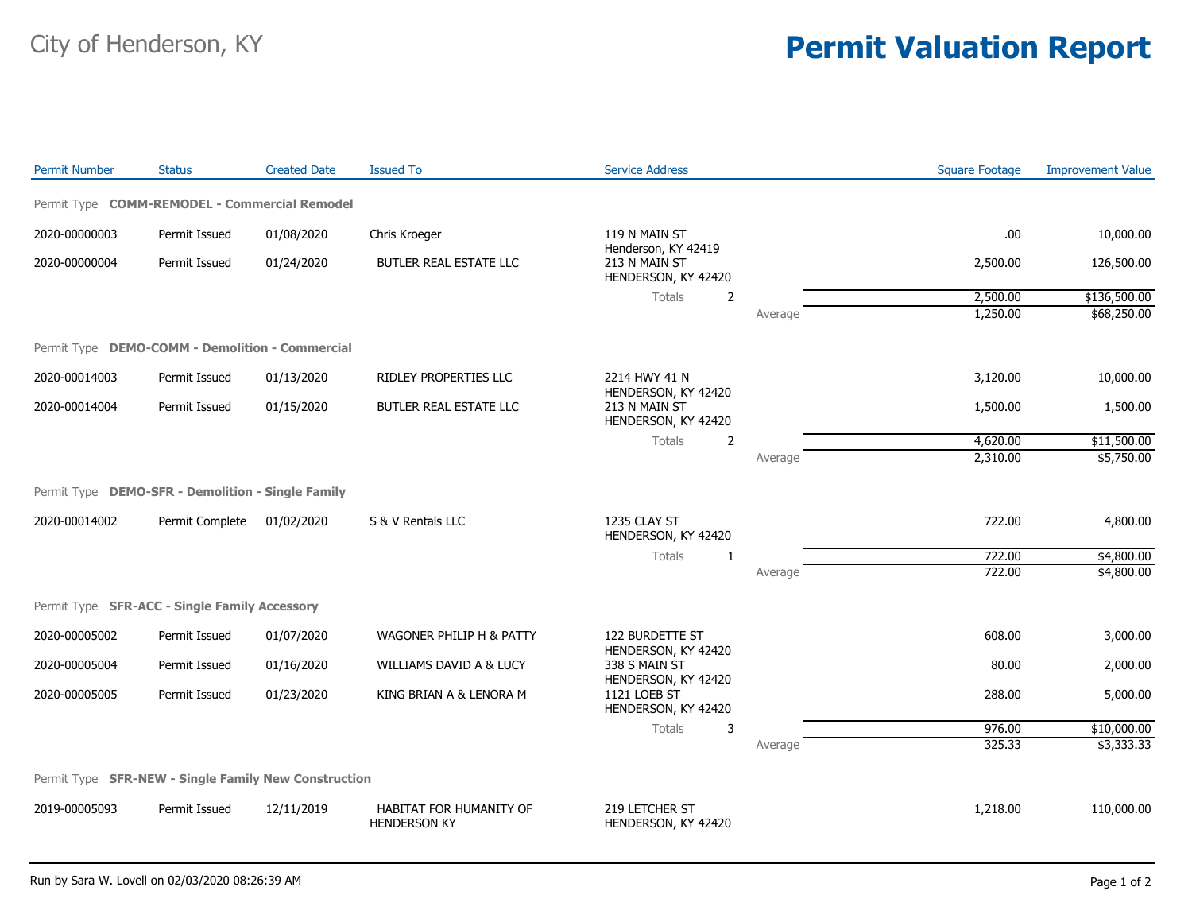City of Henderson, KY

# Permit Valuation Report

| Permit Number | Status | Created Date | Issued To | Service Address | | Square Footage | Improvement Value |
|---|---|---|---|---|---|---|---|
| **Permit Type COMM-REMODEL - Commercial Remodel** | | | | | | | |
| 2020-00000003 | Permit Issued | 01/08/2020 | Chris Kroeger | 119 N MAIN ST Henderson, KY 42419 | | .00 | 10,000.00 |
| 2020-00000004 | Permit Issued | 01/24/2020 | BUTLER REAL ESTATE LLC | 213 N MAIN ST HENDERSON, KY 42420 | | 2,500.00 | 126,500.00 |
| | | | | Totals 2 | | 2,500.00 | $136,500.00 |
| | | | | | Average | 1,250.00 | $68,250.00 |
| **Permit Type DEMO-COMM - Demolition - Commercial** | | | | | | | |
| 2020-00014003 | Permit Issued | 01/13/2020 | RIDLEY PROPERTIES LLC | 2214 HWY 41 N HENDERSON, KY 42420 | | 3,120.00 | 10,000.00 |
| 2020-00014004 | Permit Issued | 01/15/2020 | BUTLER REAL ESTATE LLC | 213 N MAIN ST HENDERSON, KY 42420 | | 1,500.00 | 1,500.00 |
| | | | | Totals 2 | | 4,620.00 | $11,500.00 |
| | | | | | Average | 2,310.00 | $5,750.00 |
| **Permit Type DEMO-SFR - Demolition - Single Family** | | | | | | | |
| 2020-00014002 | Permit Complete | 01/02/2020 | S & V Rentals LLC | 1235 CLAY ST HENDERSON, KY 42420 | | 722.00 | 4,800.00 |
| | | | | Totals 1 | | 722.00 | $4,800.00 |
| | | | | | Average | 722.00 | $4,800.00 |
| **Permit Type SFR-ACC - Single Family Accessory** | | | | | | | |
| 2020-00005002 | Permit Issued | 01/07/2020 | WAGONER PHILIP H & PATTY | 122 BURDETTE ST HENDERSON, KY 42420 | | 608.00 | 3,000.00 |
| 2020-00005004 | Permit Issued | 01/16/2020 | WILLIAMS DAVID A & LUCY | 338 S MAIN ST HENDERSON, KY 42420 | | 80.00 | 2,000.00 |
| 2020-00005005 | Permit Issued | 01/23/2020 | KING BRIAN A & LENORA M | 1121 LOEB ST HENDERSON, KY 42420 | | 288.00 | 5,000.00 |
| | | | | Totals 3 | | 976.00 | $10,000.00 |
| | | | | | Average | 325.33 | $3,333.33 |
| **Permit Type SFR-NEW - Single Family New Construction** | | | | | | | |
| 2019-00005093 | Permit Issued | 12/11/2019 | HABITAT FOR HUMANITY OF HENDERSON KY | 219 LETCHER ST HENDERSON, KY 42420 | | 1,218.00 | 110,000.00 |

Run by Sara W. Lovell on 02/03/2020 08:26:39 AM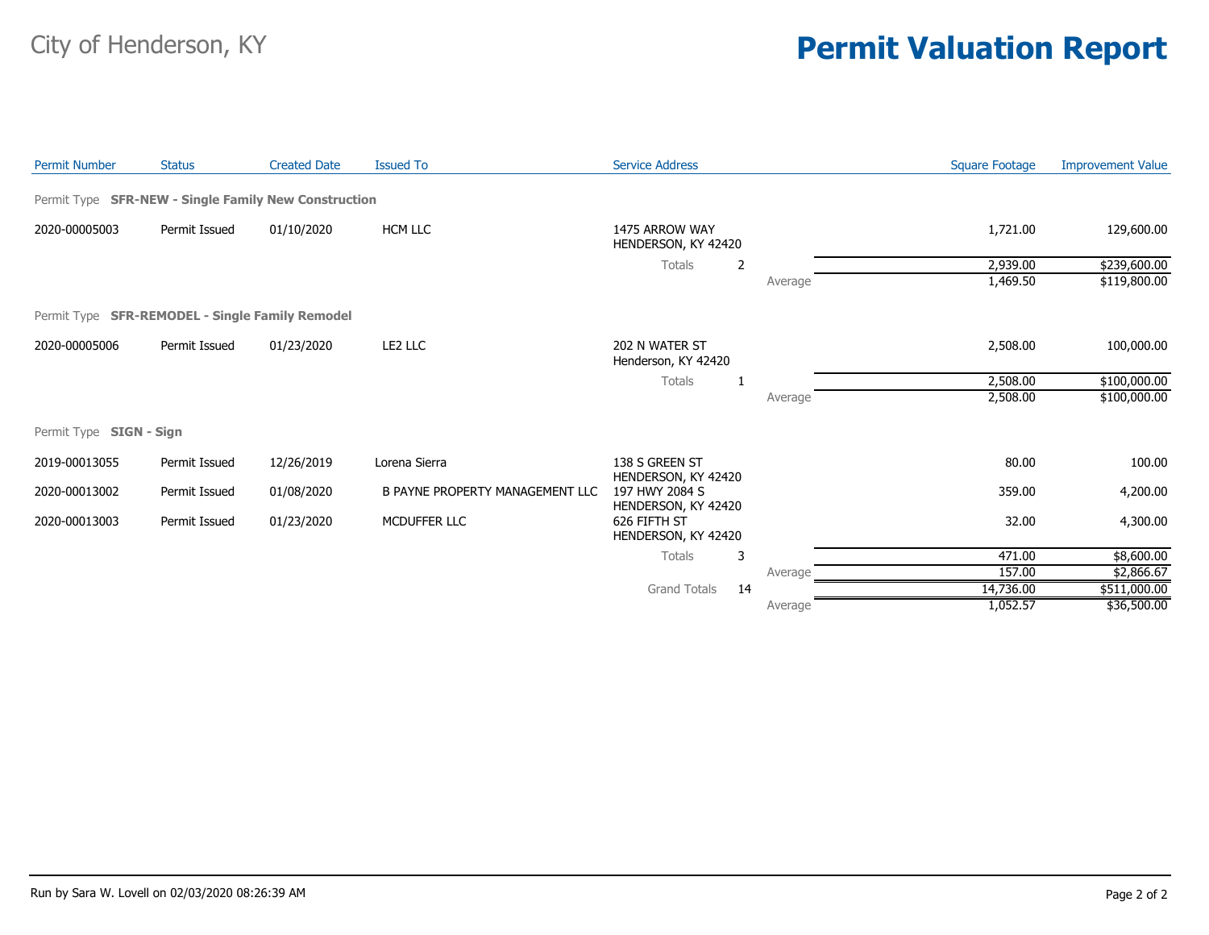City of Henderson, KY

# Permit Valuation Report

| Permit Number | Status | Created Date | Issued To | Service Address | | | Square Footage | Improvement Value |
|---|---|---|---|---|---|---|---|---|
| Permit Type **SFR-NEW - Single Family New Construction** | | | | | | | | |
| 2020-00005003 | Permit Issued | 01/10/2020 | HCM LLC | 1475 ARROW WAY HENDERSON, KY 42420 | | | 1,721.00 | 129,600.00 |
| | | | | Totals | 2 | | 2,939.00 | $239,600.00 |
| | | | | | | Average | 1,469.50 | $119,800.00 |
| Permit Type **SFR-REMODEL - Single Family Remodel** | | | | | | | | |
| 2020-00005006 | Permit Issued | 01/23/2020 | LE2 LLC | 202 N WATER ST Henderson, KY 42420 | | | 2,508.00 | 100,000.00 |
| | | | | Totals | 1 | | 2,508.00 | $100,000.00 |
| | | | | | | Average | 2,508.00 | $100,000.00 |
| Permit Type **SIGN - Sign** | | | | | | | | |
| 2019-00013055 | Permit Issued | 12/26/2019 | Lorena Sierra | 138 S GREEN ST HENDERSON, KY 42420 | | | 80.00 | 100.00 |
| 2020-00013002 | Permit Issued | 01/08/2020 | B PAYNE PROPERTY MANAGEMENT LLC | 197 HWY 2084 S HENDERSON, KY 42420 | | | 359.00 | 4,200.00 |
| 2020-00013003 | Permit Issued | 01/23/2020 | MCDUFFER LLC | 626 FIFTH ST HENDERSON, KY 42420 | | | 32.00 | 4,300.00 |
| | | | | Totals | 3 | | 471.00 | $8,600.00 |
| | | | | | | Average | 157.00 | $2,866.67 |
| | | | | Grand Totals | 14 | | 14,736.00 | $511,000.00 |
| | | | | | | Average | 1,052.57 | $36,500.00 |

Run by Sara W. Lovell on 02/03/2020 08:26:39 AM